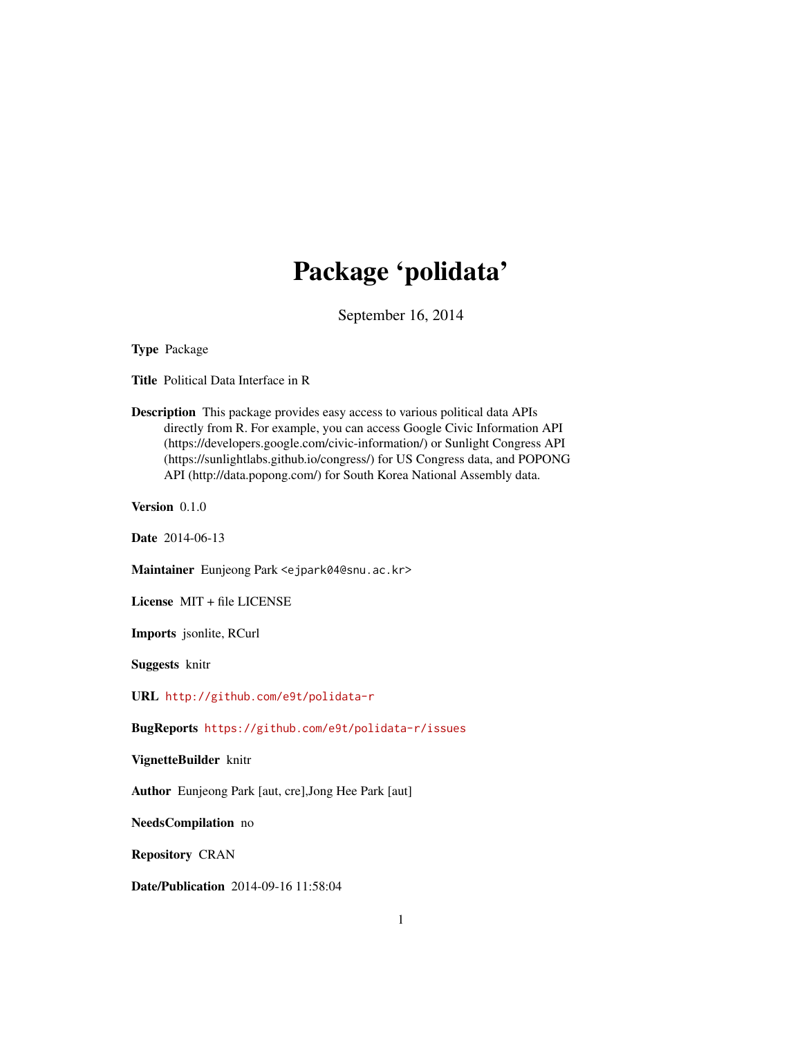# Package 'polidata'

September 16, 2014

**Type** Package

**Title** Political Data Interface in R

**Description** This package provides easy access to various political data APIs directly from R. For example, you can access Google Civic Information API (https://developers.google.com/civic-information/) or Sunlight Congress API (https://sunlightlabs.github.io/congress/) for US Congress data, and POPONG API (http://data.popong.com/) for South Korea National Assembly data.

**Version** 0.1.0

**Date** 2014-06-13

**Maintainer** Eunjeong Park <ejpark04@snu.ac.kr>

**License** MIT + file LICENSE

**Imports** jsonlite, RCurl

**Suggests** knitr

**URL** http://github.com/e9t/polidata-r

**BugReports** https://github.com/e9t/polidata-r/issues

**VignetteBuilder** knitr

**Author** Eunjeong Park [aut, cre],Jong Hee Park [aut]

**NeedsCompilation** no

**Repository** CRAN

**Date/Publication** 2014-09-16 11:58:04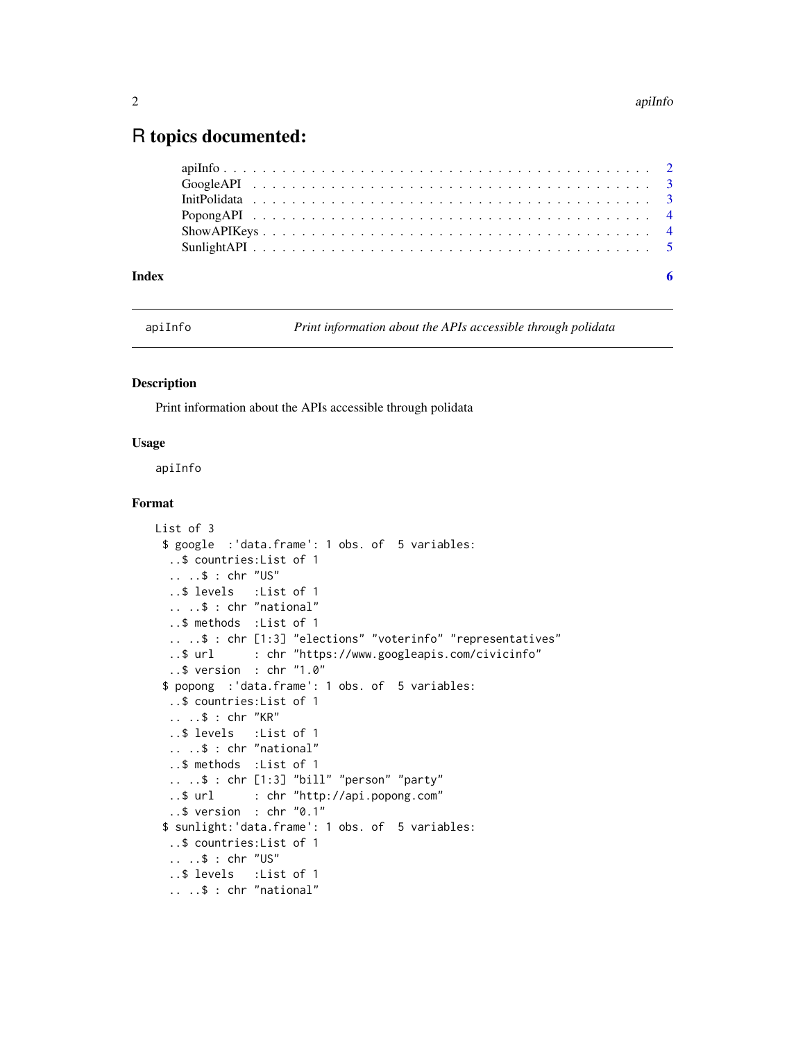# R topics documented:

- apiInfo . . . . . . . . . . . . . . . . . . . . . . . . . . . . . . . . . . . . . . . . . . 2
- GoogleAPI . . . . . . . . . . . . . . . . . . . . . . . . . . . . . . . . . . . . . . . . 3
- InitPolidata . . . . . . . . . . . . . . . . . . . . . . . . . . . . . . . . . . . . . . . 3
- PopongAPI . . . . . . . . . . . . . . . . . . . . . . . . . . . . . . . . . . . . . . . . 4
- ShowAPIKeys . . . . . . . . . . . . . . . . . . . . . . . . . . . . . . . . . . . . . . . 4
- SunlightAPI . . . . . . . . . . . . . . . . . . . . . . . . . . . . . . . . . . . . . . . 5

**Index** 6

---

`apiInfo` *Print information about the APIs accessible through polidata*

---

### Description

Print information about the APIs accessible through polidata

### Usage

```
apiInfo
```

### Format

```
List of 3
 $ google  :'data.frame': 1 obs. of  5 variables:
  ..$ countries:List of 1
  .. ..$ : chr "US"
  ..$ levels   :List of 1
  .. ..$ : chr "national"
  ..$ methods  :List of 1
  .. ..$ : chr [1:3] "elections" "voterinfo" "representatives"
  ..$ url      : chr "https://www.googleapis.com/civicinfo"
  ..$ version  : chr "1.0"
 $ popong  :'data.frame': 1 obs. of  5 variables:
  ..$ countries:List of 1
  .. ..$ : chr "KR"
  ..$ levels   :List of 1
  .. ..$ : chr "national"
  ..$ methods  :List of 1
  .. ..$ : chr [1:3] "bill" "person" "party"
  ..$ url      : chr "http://api.popong.com"
  ..$ version  : chr "0.1"
 $ sunlight:'data.frame': 1 obs. of  5 variables:
  ..$ countries:List of 1
  .. ..$ : chr "US"
  ..$ levels   :List of 1
  .. ..$ : chr "national"
```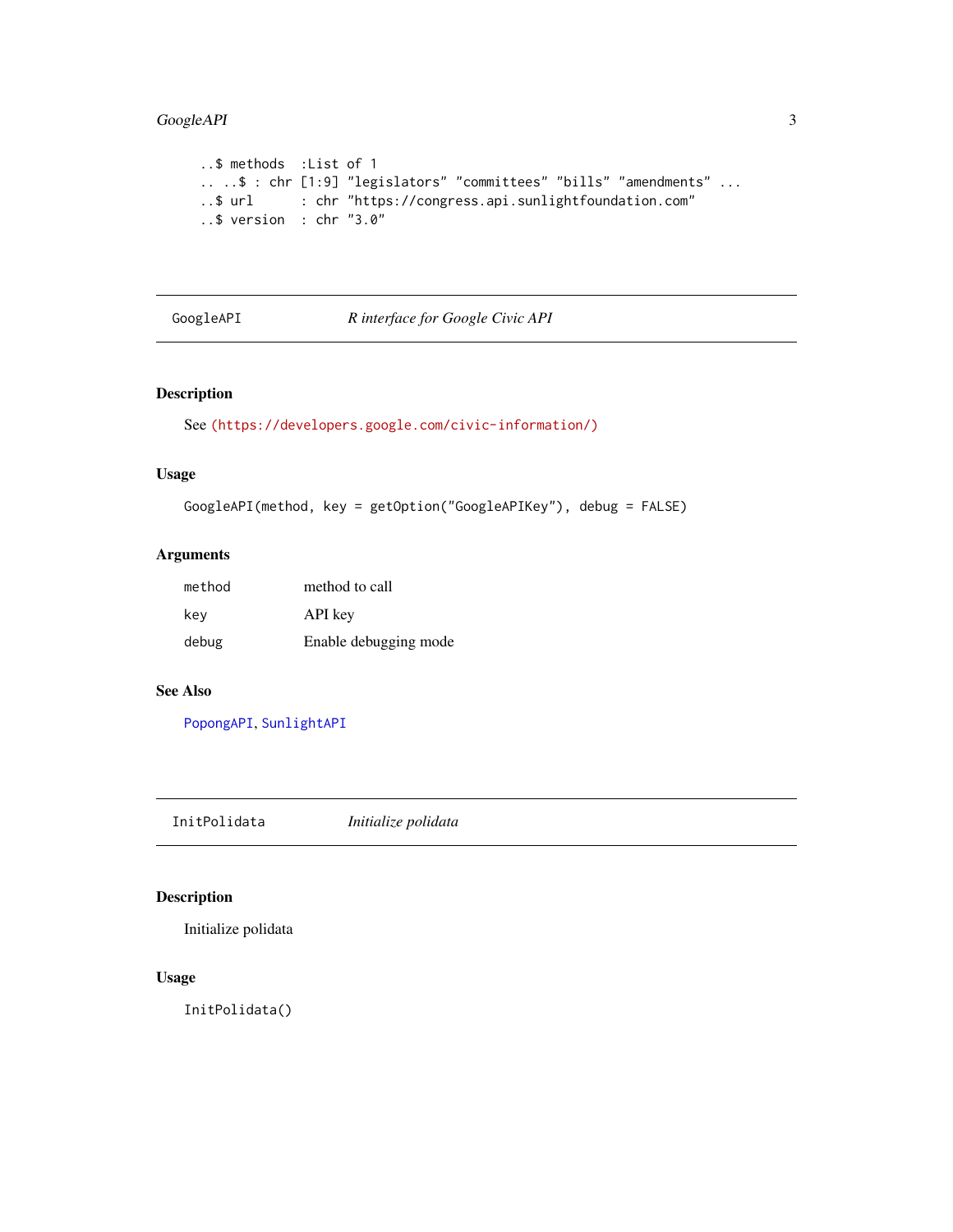```
..$ methods  :List of 1
.. ..$ : chr [1:9] "legislators" "committees" "bills" "amendments" ...
..$ url      : chr "https://congress.api.sunlightfoundation.com"
..$ version  : chr "3.0"
```

## GoogleAPI — *R interface for Google Civic API*

### Description

See (https://developers.google.com/civic-information/)

### Usage

```
GoogleAPI(method, key = getOption("GoogleAPIKey"), debug = FALSE)
```

### Arguments

| | |
|---|---|
| method | method to call |
| key | API key |
| debug | Enable debugging mode |

### See Also

PopongAPI, SunlightAPI

## InitPolidata — *Initialize polidata*

### Description

Initialize polidata

### Usage

```
InitPolidata()
```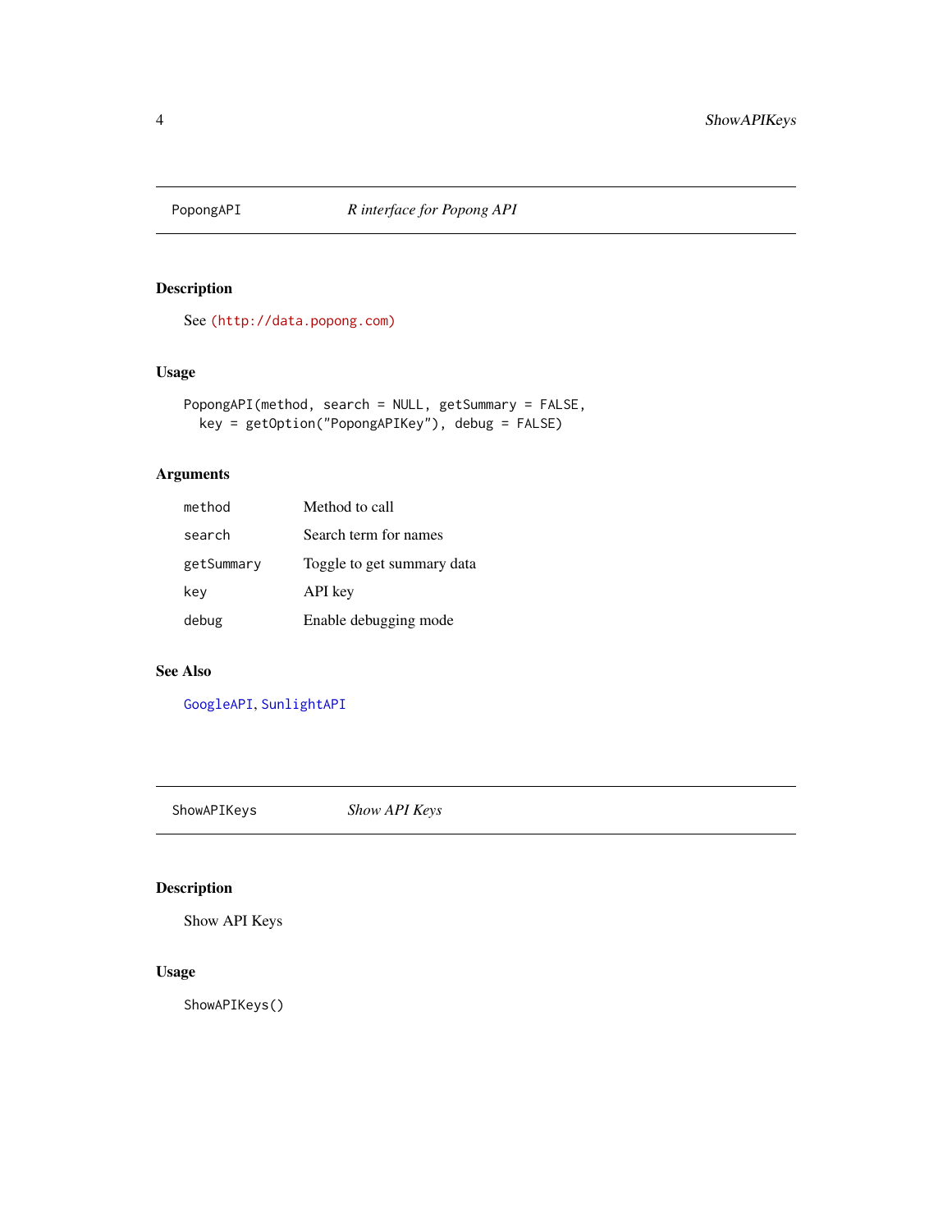## PopongAPI *R interface for Popong API*

### Description

See (http://data.popong.com)

### Usage

```
PopongAPI(method, search = NULL, getSummary = FALSE,
  key = getOption("PopongAPIKey"), debug = FALSE)
```

### Arguments

| | |
|---|---|
| method | Method to call |
| search | Search term for names |
| getSummary | Toggle to get summary data |
| key | API key |
| debug | Enable debugging mode |

### See Also

GoogleAPI, SunlightAPI

## ShowAPIKeys *Show API Keys*

### Description

Show API Keys

### Usage

```
ShowAPIKeys()
```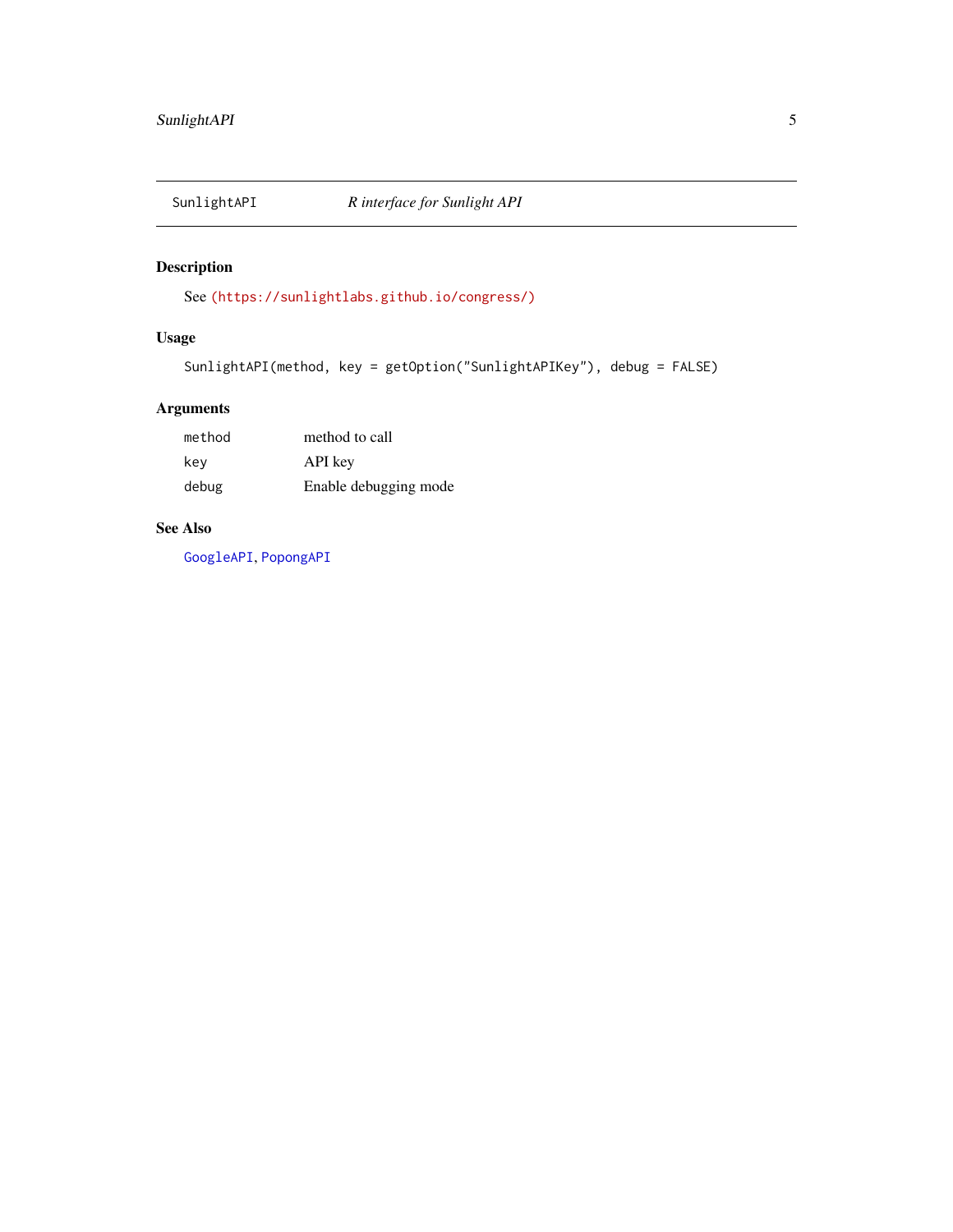## SunlightAPI — *R interface for Sunlight API*

### Description

See (https://sunlightlabs.github.io/congress/)

### Usage

```
SunlightAPI(method, key = getOption("SunlightAPIKey"), debug = FALSE)
```

### Arguments

| | |
|---|---|
| method | method to call |
| key | API key |
| debug | Enable debugging mode |

### See Also

GoogleAPI, PopongAPI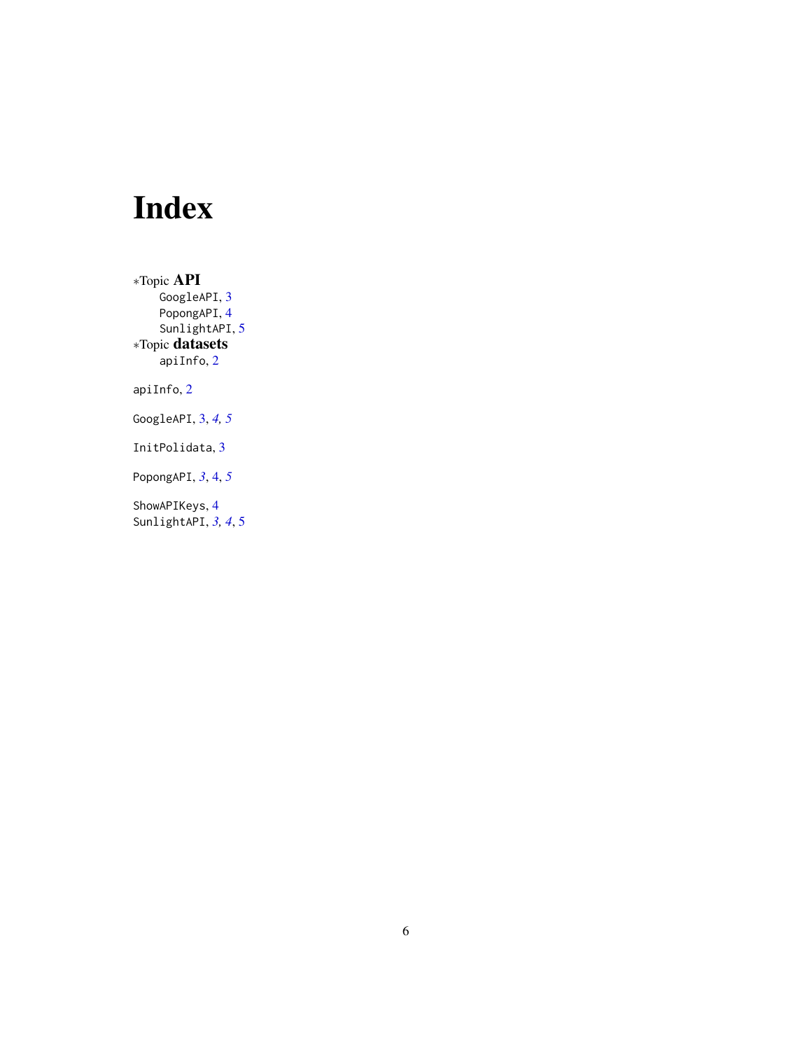# Index

*Topic **API**
  GoogleAPI, 3
  PopongAPI, 4
  SunlightAPI, 5

*Topic **datasets**
  apiInfo, 2

apiInfo, 2

GoogleAPI, 3, *4*, *5*

InitPolidata, 3

PopongAPI, *3*, 4, *5*

ShowAPIKeys, 4

SunlightAPI, *3*, *4*, 5